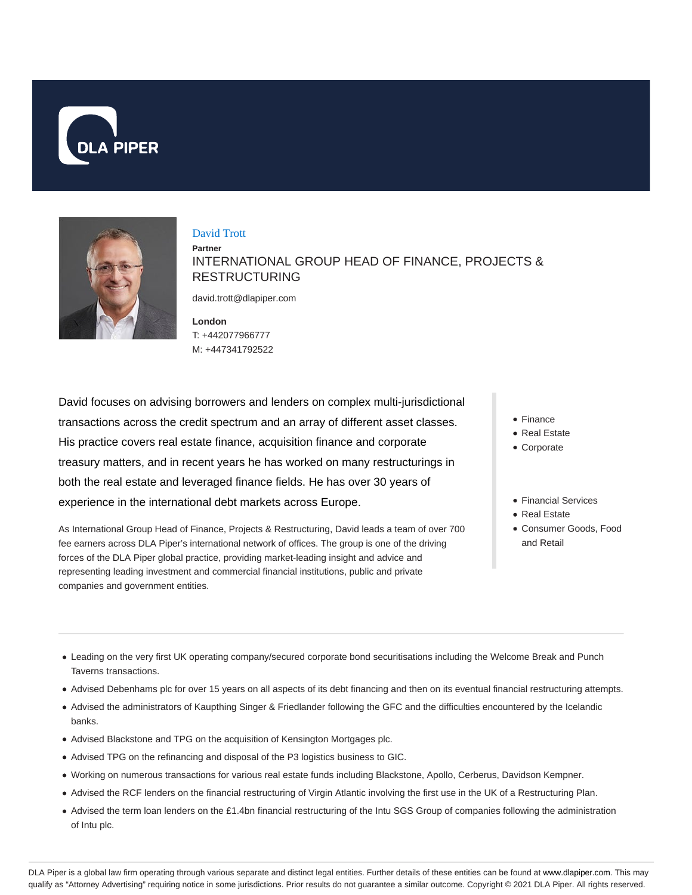DLA PIPER

# David Trott

**Partner**

INTERNATIONAL GROUP HEAD OF FINANCE, PROJECTS & RESTRUCTURING

david.trott@dlapiper.com

**London**
T: +442077966777
M: +447341792522

David focuses on advising borrowers and lenders on complex multi-jurisdictional transactions across the credit spectrum and an array of different asset classes. His practice covers real estate finance, acquisition finance and corporate treasury matters, and in recent years he has worked on many restructurings in both the real estate and leveraged finance fields. He has over 30 years of experience in the international debt markets across Europe.

As International Group Head of Finance, Projects & Restructuring, David leads a team of over 700 fee earners across DLA Piper's international network of offices. The group is one of the driving forces of the DLA Piper global practice, providing market-leading insight and advice and representing leading investment and commercial financial institutions, public and private companies and government entities.

- Finance
- Real Estate
- Corporate

- Financial Services
- Real Estate
- Consumer Goods, Food and Retail

---

- Leading on the very first UK operating company/secured corporate bond securitisations including the Welcome Break and Punch Taverns transactions.
- Advised Debenhams plc for over 15 years on all aspects of its debt financing and then on its eventual financial restructuring attempts.
- Advised the administrators of Kaupthing Singer & Friedlander following the GFC and the difficulties encountered by the Icelandic banks.
- Advised Blackstone and TPG on the acquisition of Kensington Mortgages plc.
- Advised TPG on the refinancing and disposal of the P3 logistics business to GIC.
- Working on numerous transactions for various real estate funds including Blackstone, Apollo, Cerberus, Davidson Kempner.
- Advised the RCF lenders on the financial restructuring of Virgin Atlantic involving the first use in the UK of a Restructuring Plan.
- Advised the term loan lenders on the £1.4bn financial restructuring of the Intu SGS Group of companies following the administration of Intu plc.

DLA Piper is a global law firm operating through various separate and distinct legal entities. Further details of these entities can be found at www.dlapiper.com. This may qualify as "Attorney Advertising" requiring notice in some jurisdictions. Prior results do not guarantee a similar outcome. Copyright © 2021 DLA Piper. All rights reserved.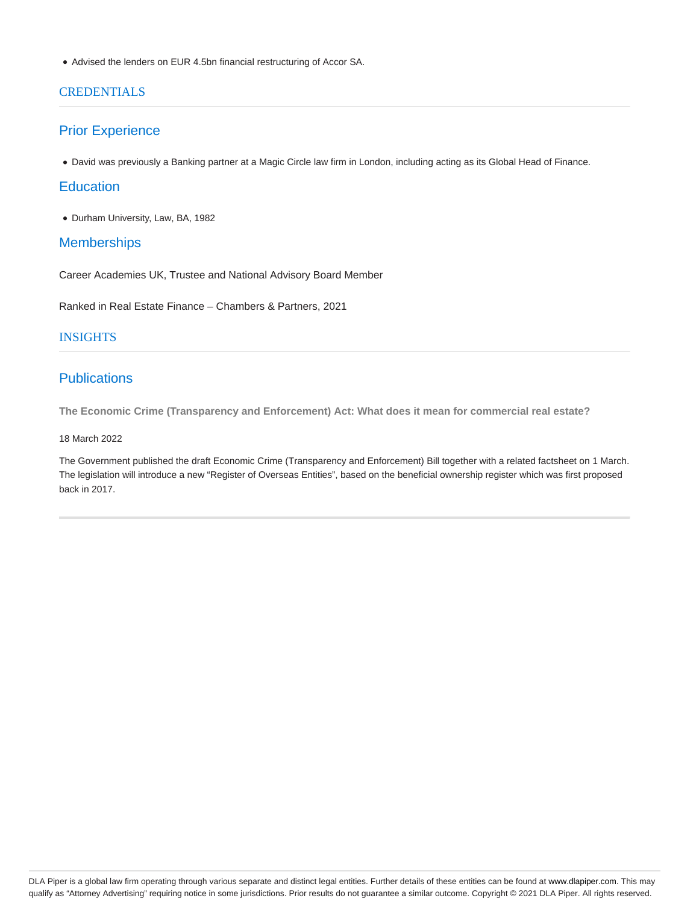- Advised the lenders on EUR 4.5bn financial restructuring of Accor SA.

## CREDENTIALS

### Prior Experience

- David was previously a Banking partner at a Magic Circle law firm in London, including acting as its Global Head of Finance.

### Education

- Durham University, Law, BA, 1982

### Memberships

Career Academies UK, Trustee and National Advisory Board Member

Ranked in Real Estate Finance – Chambers & Partners, 2021

## INSIGHTS

### Publications

**The Economic Crime (Transparency and Enforcement) Act: What does it mean for commercial real estate?**

18 March 2022

The Government published the draft Economic Crime (Transparency and Enforcement) Bill together with a related factsheet on 1 March. The legislation will introduce a new "Register of Overseas Entities", based on the beneficial ownership register which was first proposed back in 2017.

DLA Piper is a global law firm operating through various separate and distinct legal entities. Further details of these entities can be found at www.dlapiper.com. This may qualify as "Attorney Advertising" requiring notice in some jurisdictions. Prior results do not guarantee a similar outcome. Copyright © 2021 DLA Piper. All rights reserved.